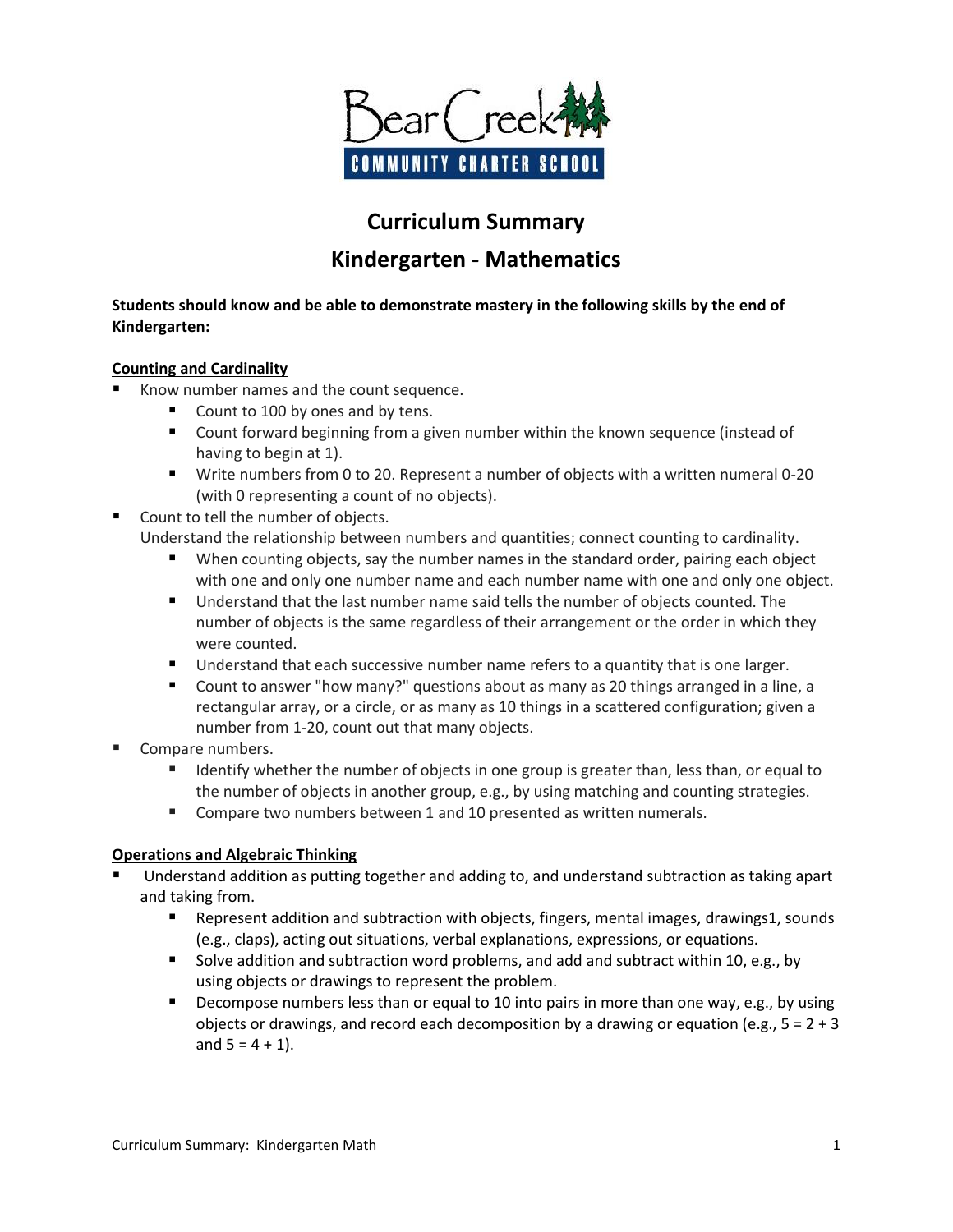Bear Creek COMMUNITY CHARTER SCHOOL

# Curriculum Summary

## Kindergarten - Mathematics

**Students should know and be able to demonstrate mastery in the following skills by the end of Kindergarten:**

### Counting and Cardinality

- Know number names and the count sequence.
  - Count to 100 by ones and by tens.
  - Count forward beginning from a given number within the known sequence (instead of having to begin at 1).
  - Write numbers from 0 to 20. Represent a number of objects with a written numeral 0-20 (with 0 representing a count of no objects).
- Count to tell the number of objects.
  Understand the relationship between numbers and quantities; connect counting to cardinality.
  - When counting objects, say the number names in the standard order, pairing each object with one and only one number name and each number name with one and only one object.
  - Understand that the last number name said tells the number of objects counted. The number of objects is the same regardless of their arrangement or the order in which they were counted.
  - Understand that each successive number name refers to a quantity that is one larger.
  - Count to answer "how many?" questions about as many as 20 things arranged in a line, a rectangular array, or a circle, or as many as 10 things in a scattered configuration; given a number from 1-20, count out that many objects.
- Compare numbers.
  - Identify whether the number of objects in one group is greater than, less than, or equal to the number of objects in another group, e.g., by using matching and counting strategies.
  - Compare two numbers between 1 and 10 presented as written numerals.

### Operations and Algebraic Thinking

- Understand addition as putting together and adding to, and understand subtraction as taking apart and taking from.
  - Represent addition and subtraction with objects, fingers, mental images, drawings1, sounds (e.g., claps), acting out situations, verbal explanations, expressions, or equations.
  - Solve addition and subtraction word problems, and add and subtract within 10, e.g., by using objects or drawings to represent the problem.
  - Decompose numbers less than or equal to 10 into pairs in more than one way, e.g., by using objects or drawings, and record each decomposition by a drawing or equation (e.g., 5 = 2 + 3 and 5 = 4 + 1).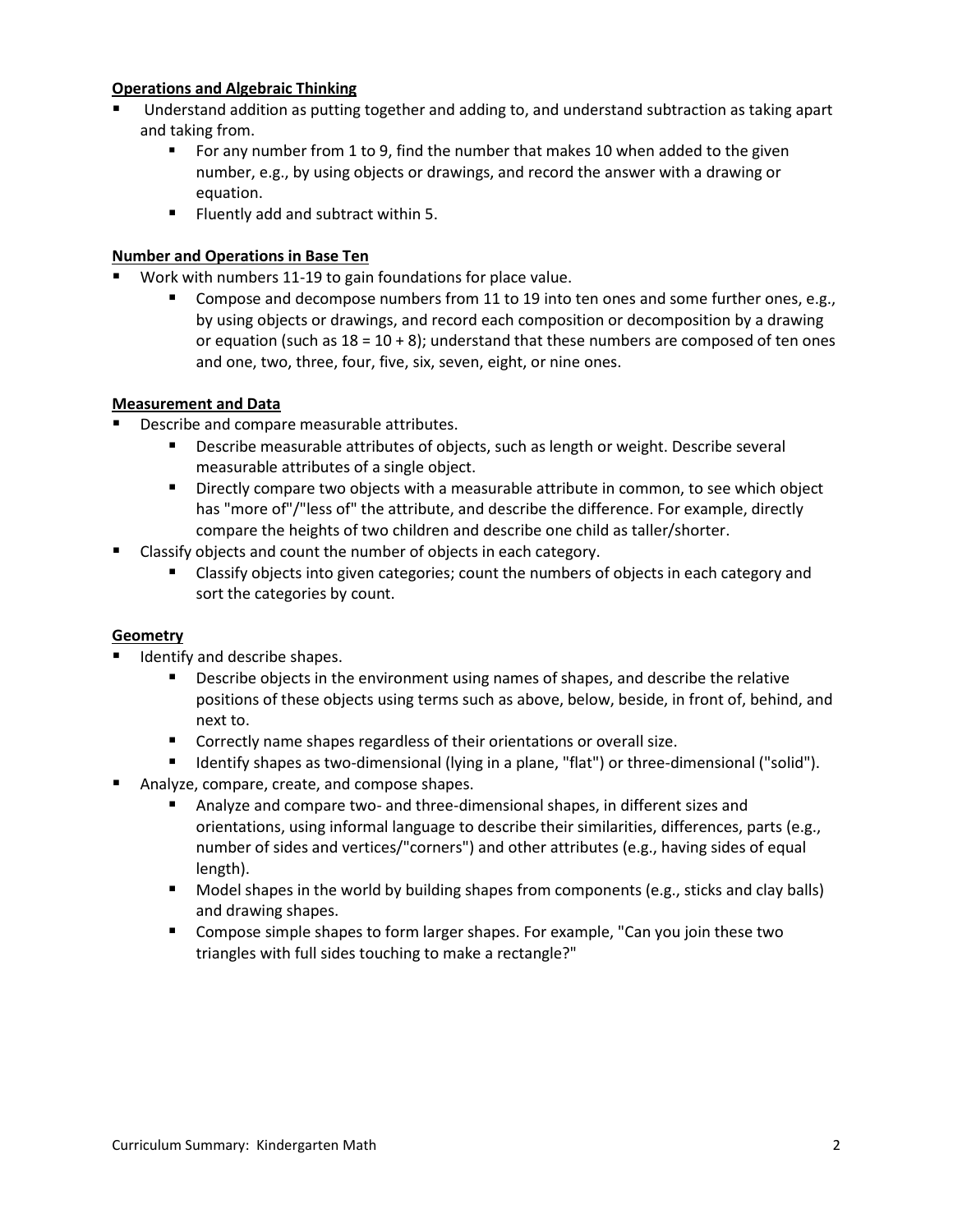**Operations and Algebraic Thinking**

- Understand addition as putting together and adding to, and understand subtraction as taking apart and taking from.
  - For any number from 1 to 9, find the number that makes 10 when added to the given number, e.g., by using objects or drawings, and record the answer with a drawing or equation.
  - Fluently add and subtract within 5.

**Number and Operations in Base Ten**

- Work with numbers 11-19 to gain foundations for place value.
  - Compose and decompose numbers from 11 to 19 into ten ones and some further ones, e.g., by using objects or drawings, and record each composition or decomposition by a drawing or equation (such as $18 = 10 + 8$); understand that these numbers are composed of ten ones and one, two, three, four, five, six, seven, eight, or nine ones.

**Measurement and Data**

- Describe and compare measurable attributes.
  - Describe measurable attributes of objects, such as length or weight. Describe several measurable attributes of a single object.
  - Directly compare two objects with a measurable attribute in common, to see which object has "more of"/"less of" the attribute, and describe the difference. For example, directly compare the heights of two children and describe one child as taller/shorter.
- Classify objects and count the number of objects in each category.
  - Classify objects into given categories; count the numbers of objects in each category and sort the categories by count.

**Geometry**

- Identify and describe shapes.
  - Describe objects in the environment using names of shapes, and describe the relative positions of these objects using terms such as above, below, beside, in front of, behind, and next to.
  - Correctly name shapes regardless of their orientations or overall size.
  - Identify shapes as two-dimensional (lying in a plane, "flat") or three-dimensional ("solid").
- Analyze, compare, create, and compose shapes.
  - Analyze and compare two- and three-dimensional shapes, in different sizes and orientations, using informal language to describe their similarities, differences, parts (e.g., number of sides and vertices/"corners") and other attributes (e.g., having sides of equal length).
  - Model shapes in the world by building shapes from components (e.g., sticks and clay balls) and drawing shapes.
  - Compose simple shapes to form larger shapes. For example, "Can you join these two triangles with full sides touching to make a rectangle?"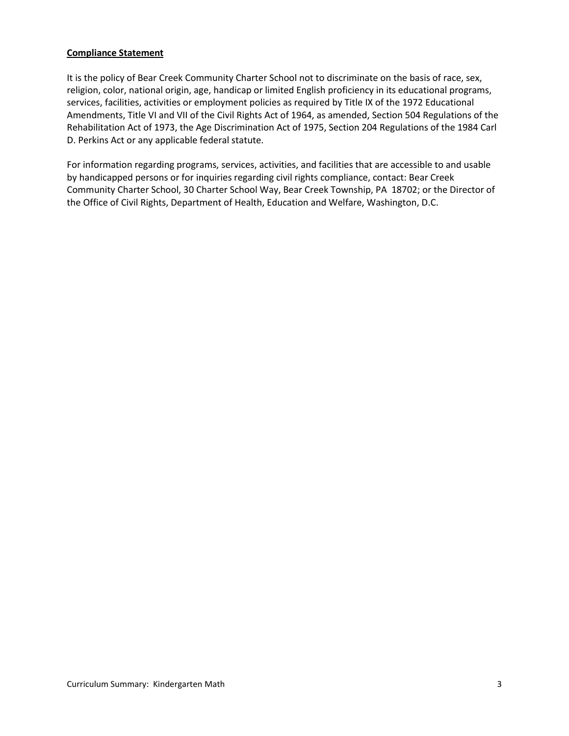**Compliance Statement**

It is the policy of Bear Creek Community Charter School not to discriminate on the basis of race, sex, religion, color, national origin, age, handicap or limited English proficiency in its educational programs, services, facilities, activities or employment policies as required by Title IX of the 1972 Educational Amendments, Title VI and VII of the Civil Rights Act of 1964, as amended, Section 504 Regulations of the Rehabilitation Act of 1973, the Age Discrimination Act of 1975, Section 204 Regulations of the 1984 Carl D. Perkins Act or any applicable federal statute.

For information regarding programs, services, activities, and facilities that are accessible to and usable by handicapped persons or for inquiries regarding civil rights compliance, contact: Bear Creek Community Charter School, 30 Charter School Way, Bear Creek Township, PA 18702; or the Director of the Office of Civil Rights, Department of Health, Education and Welfare, Washington, D.C.